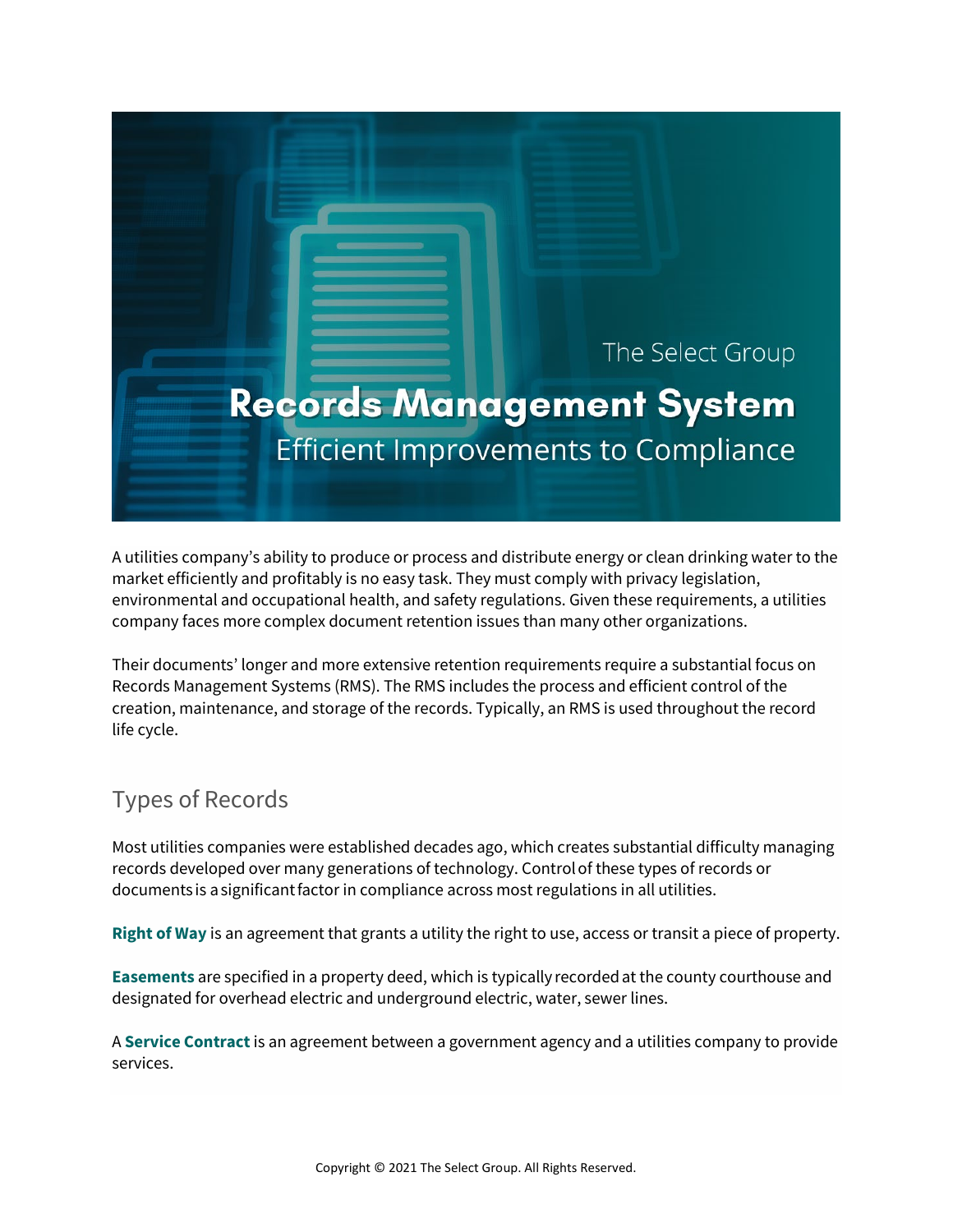The Select Group

# Records Management System

Efficient Improvements to Compliance

A utilities company's ability to produce or process and distribute energy or clean drinking water to the market efficiently and profitably is no easy task. They must comply with privacy legislation, environmental and occupational health, and safety regulations. Given these requirements, a utilities company faces more complex document retention issues than many other organizations.

Their documents' longer and more extensive retention requirements require a substantial focus on Records Management Systems (RMS). The RMS includes the process and efficient control of the creation, maintenance, and storage of the records. Typically, an RMS is used throughout the record life cycle.

## Types of Records

Most utilities companies were established decades ago, which creates substantial difficulty managing records developed over many generations of technology. Control of these types of records or documents is a significant factor in compliance across most regulations in all utilities.

**Right of Way** is an agreement that grants a utility the right to use, access or transit a piece of property.

**Easements** are specified in a property deed, which is typically recorded at the county courthouse and designated for overhead electric and underground electric, water, sewer lines.

A **Service Contract** is an agreement between a government agency and a utilities company to provide services.

Copyright © 2021 The Select Group. All Rights Reserved.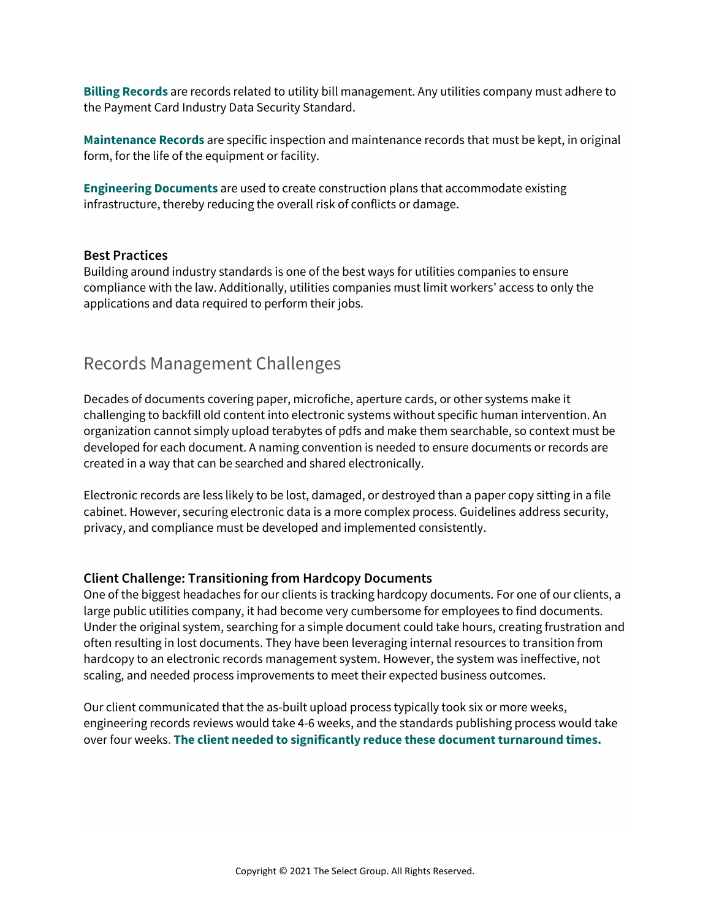**Billing Records** are records related to utility bill management. Any utilities company must adhere to the Payment Card Industry Data Security Standard.

**Maintenance Records** are specific inspection and maintenance records that must be kept, in original form, for the life of the equipment or facility.

**Engineering Documents** are used to create construction plans that accommodate existing infrastructure, thereby reducing the overall risk of conflicts or damage.

### Best Practices

Building around industry standards is one of the best ways for utilities companies to ensure compliance with the law. Additionally, utilities companies must limit workers' access to only the applications and data required to perform their jobs.

## Records Management Challenges

Decades of documents covering paper, microfiche, aperture cards, or other systems make it challenging to backfill old content into electronic systems without specific human intervention. An organization cannot simply upload terabytes of pdfs and make them searchable, so context must be developed for each document. A naming convention is needed to ensure documents or records are created in a way that can be searched and shared electronically.

Electronic records are less likely to be lost, damaged, or destroyed than a paper copy sitting in a file cabinet. However, securing electronic data is a more complex process. Guidelines address security, privacy, and compliance must be developed and implemented consistently.

### Client Challenge: Transitioning from Hardcopy Documents

One of the biggest headaches for our clients is tracking hardcopy documents. For one of our clients, a large public utilities company, it had become very cumbersome for employees to find documents. Under the original system, searching for a simple document could take hours, creating frustration and often resulting in lost documents. They have been leveraging internal resources to transition from hardcopy to an electronic records management system. However, the system was ineffective, not scaling, and needed process improvements to meet their expected business outcomes.

Our client communicated that the as-built upload process typically took six or more weeks, engineering records reviews would take 4-6 weeks, and the standards publishing process would take over four weeks. **The client needed to significantly reduce these document turnaround times.**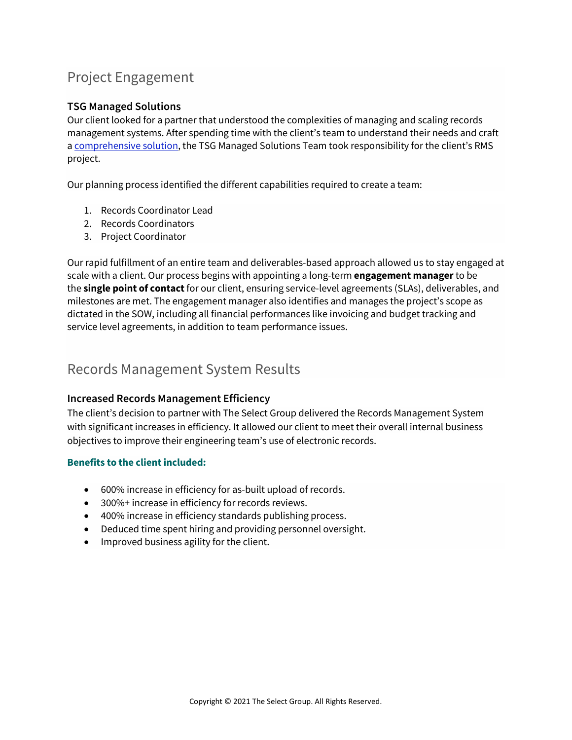## Project Engagement

### TSG Managed Solutions

Our client looked for a partner that understood the complexities of managing and scaling records management systems. After spending time with the client's team to understand their needs and craft a comprehensive solution, the TSG Managed Solutions Team took responsibility for the client's RMS project.

Our planning process identified the different capabilities required to create a team:

1. Records Coordinator Lead
2. Records Coordinators
3. Project Coordinator

Our rapid fulfillment of an entire team and deliverables-based approach allowed us to stay engaged at scale with a client. Our process begins with appointing a long-term **engagement manager** to be the **single point of contact** for our client, ensuring service-level agreements (SLAs), deliverables, and milestones are met. The engagement manager also identifies and manages the project's scope as dictated in the SOW, including all financial performances like invoicing and budget tracking and service level agreements, in addition to team performance issues.

## Records Management System Results

### Increased Records Management Efficiency

The client's decision to partner with The Select Group delivered the Records Management System with significant increases in efficiency. It allowed our client to meet their overall internal business objectives to improve their engineering team's use of electronic records.

**Benefits to the client included:**

- 600% increase in efficiency for as-built upload of records.
- 300%+ increase in efficiency for records reviews.
- 400% increase in efficiency standards publishing process.
- Deduced time spent hiring and providing personnel oversight.
- Improved business agility for the client.